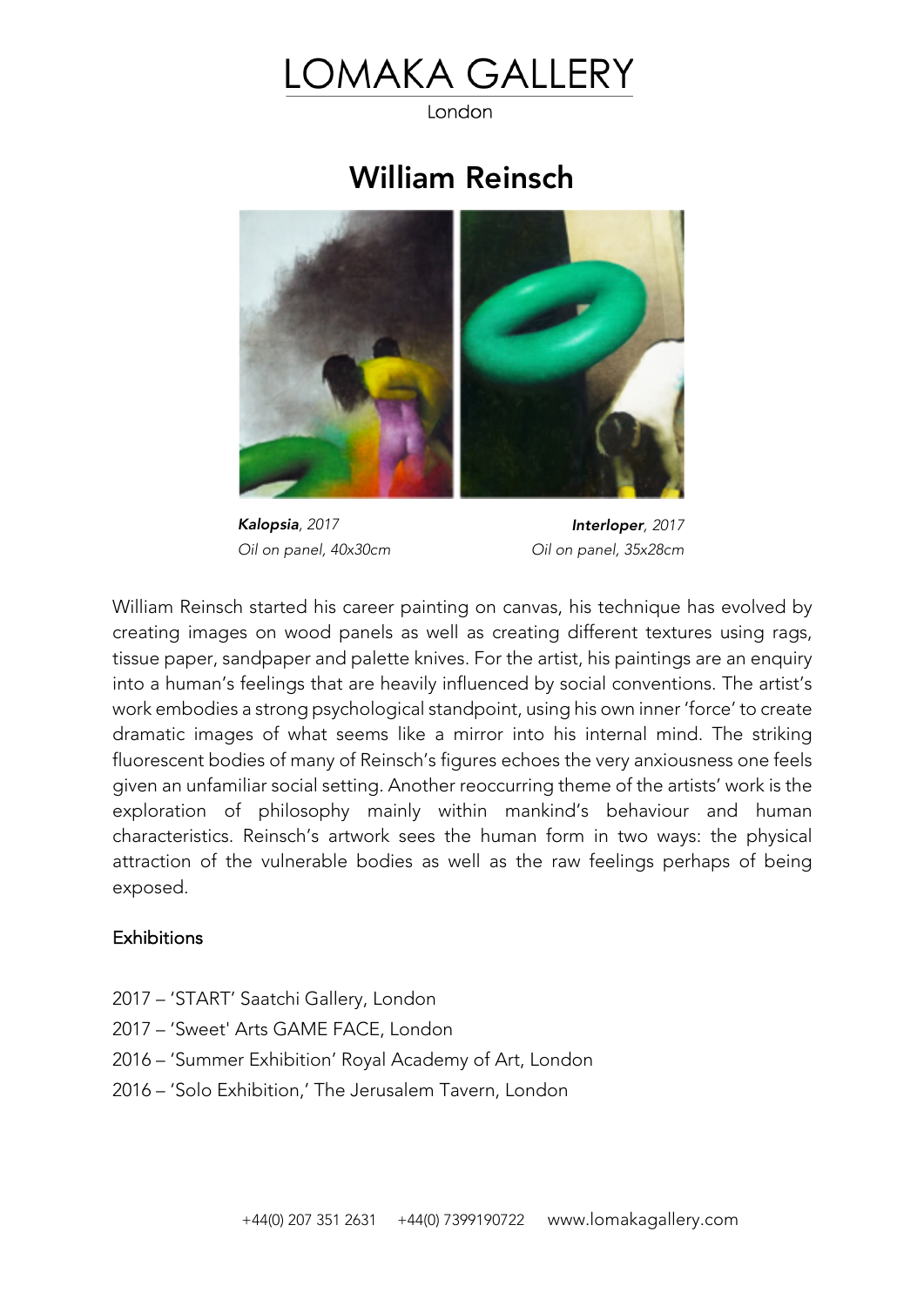# LOMAKA GALLERY

London

## William Reinsch

***Kalopsia***, *2017*
*Oil on panel, 40x30cm*

***Interloper***, *2017*
*Oil on panel, 35x28cm*

William Reinsch started his career painting on canvas, his technique has evolved by creating images on wood panels as well as creating different textures using rags, tissue paper, sandpaper and palette knives. For the artist, his paintings are an enquiry into a human's feelings that are heavily influenced by social conventions. The artist's work embodies a strong psychological standpoint, using his own inner 'force' to create dramatic images of what seems like a mirror into his internal mind. The striking fluorescent bodies of many of Reinsch's figures echoes the very anxiousness one feels given an unfamiliar social setting. Another reoccurring theme of the artists' work is the exploration of philosophy mainly within mankind's behaviour and human characteristics. Reinsch's artwork sees the human form in two ways: the physical attraction of the vulnerable bodies as well as the raw feelings perhaps of being exposed.

### Exhibitions

2017 – 'START' Saatchi Gallery, London
2017 – 'Sweet' Arts GAME FACE, London
2016 – 'Summer Exhibition' Royal Academy of Art, London
2016 – 'Solo Exhibition,' The Jerusalem Tavern, London

+44(0) 207 351 2631 +44(0) 7399190722 www.lomakagallery.com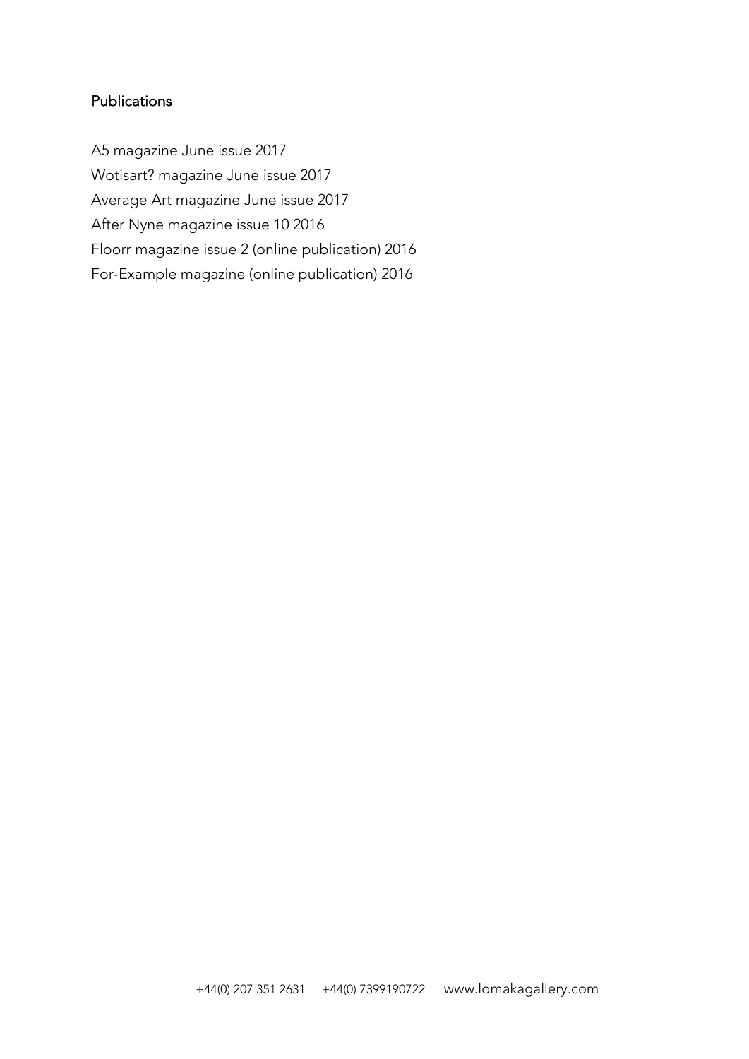## Publications

A5 magazine June issue 2017
Wotisart? magazine June issue 2017
Average Art magazine June issue 2017
After Nyne magazine issue 10 2016
Floorr magazine issue 2 (online publication) 2016
For-Example magazine (online publication) 2016